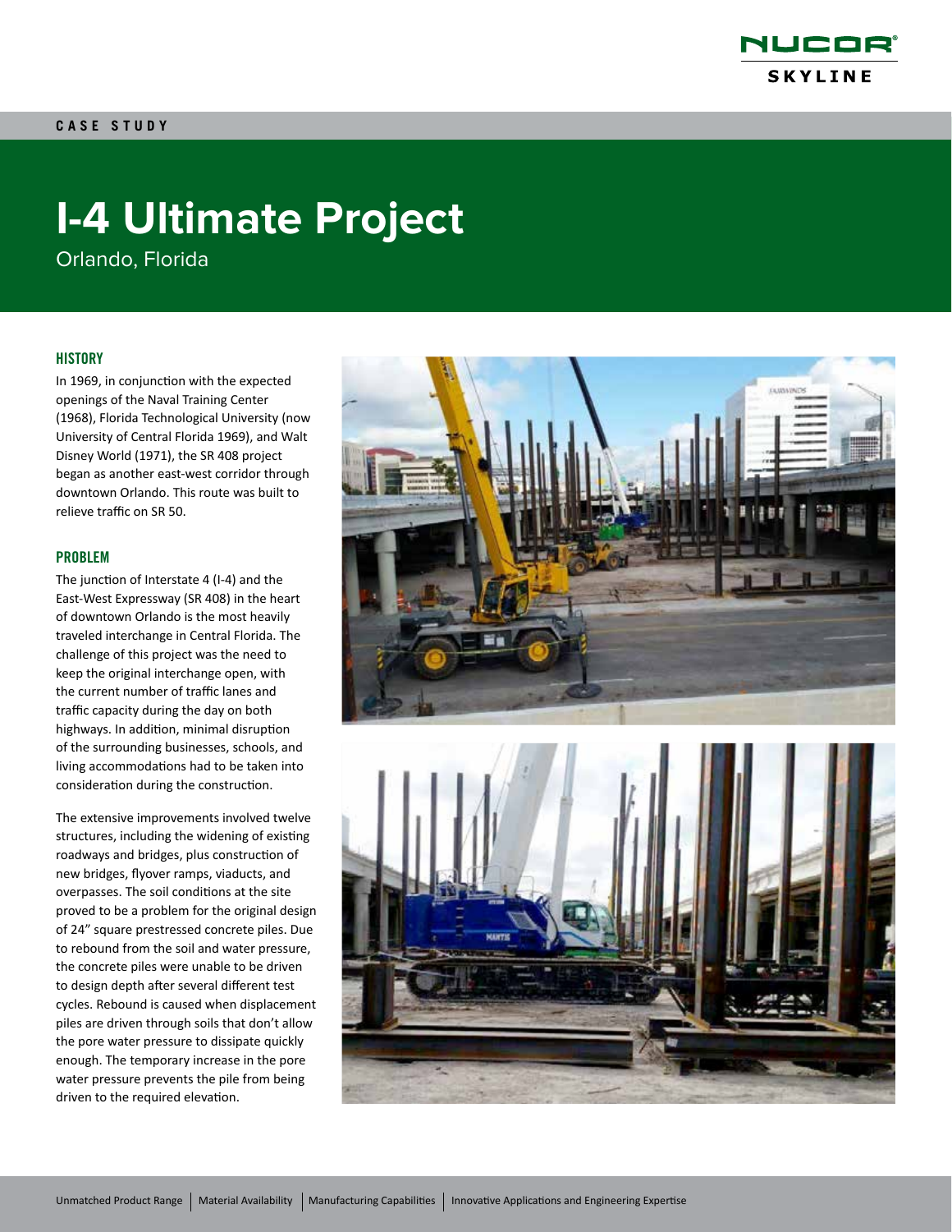CASE STUDY

# I-4 Ultimate Project

Orlando, Florida

## HISTORY

In 1969, in conjunction with the expected openings of the Naval Training Center (1968), Florida Technological University (now University of Central Florida 1969), and Walt Disney World (1971), the SR 408 project began as another east-west corridor through downtown Orlando. This route was built to relieve traffic on SR 50.

## PROBLEM

The junction of Interstate 4 (I-4) and the East-West Expressway (SR 408) in the heart of downtown Orlando is the most heavily traveled interchange in Central Florida. The challenge of this project was the need to keep the original interchange open, with the current number of traffic lanes and traffic capacity during the day on both highways. In addition, minimal disruption of the surrounding businesses, schools, and living accommodations had to be taken into consideration during the construction.

The extensive improvements involved twelve structures, including the widening of existing roadways and bridges, plus construction of new bridges, flyover ramps, viaducts, and overpasses. The soil conditions at the site proved to be a problem for the original design of 24" square prestressed concrete piles. Due to rebound from the soil and water pressure, the concrete piles were unable to be driven to design depth after several different test cycles. Rebound is caused when displacement piles are driven through soils that don't allow the pore water pressure to dissipate quickly enough. The temporary increase in the pore water pressure prevents the pile from being driven to the required elevation.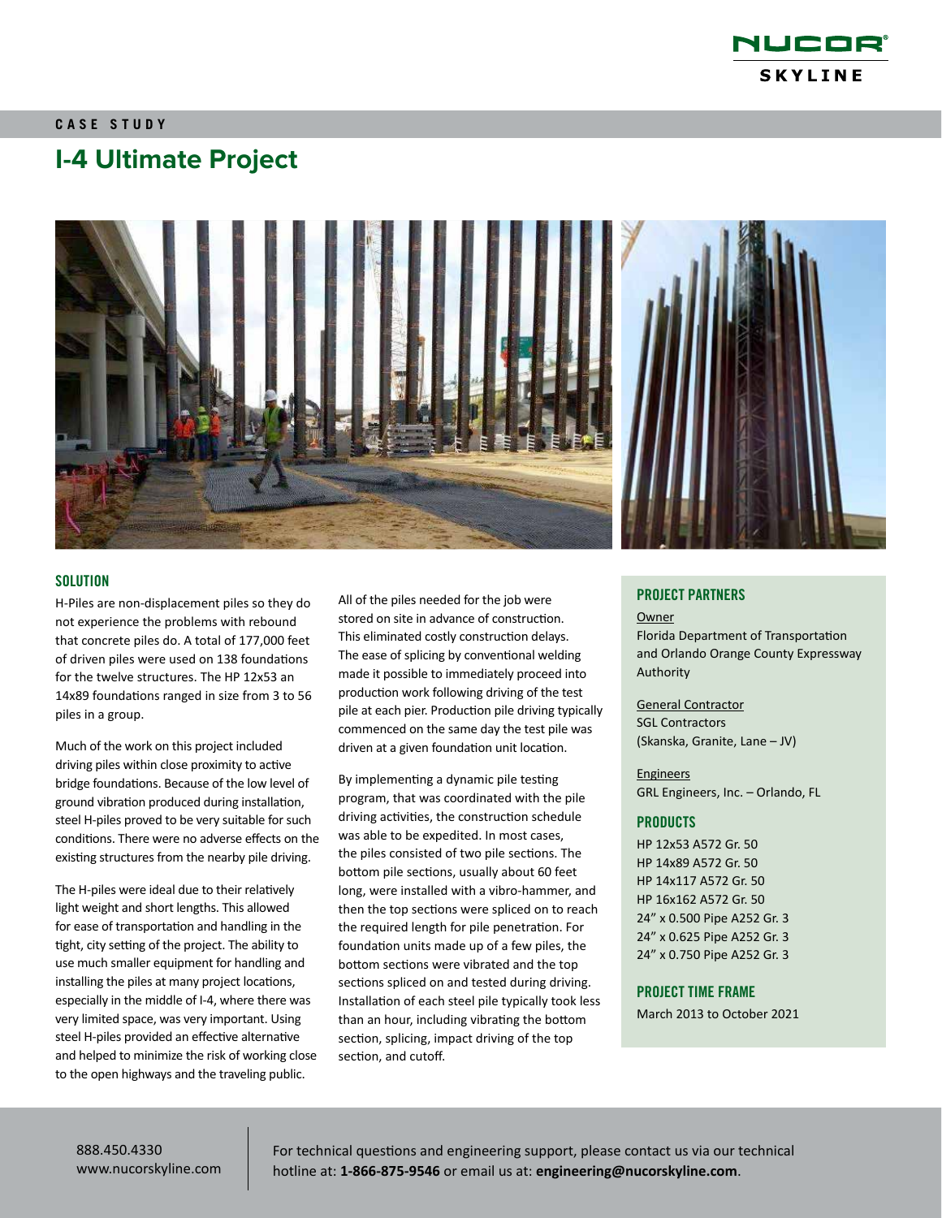CASE STUDY

# I-4 Ultimate Project

## SOLUTION

H-Piles are non-displacement piles so they do not experience the problems with rebound that concrete piles do. A total of 177,000 feet of driven piles were used on 138 foundations for the twelve structures. The HP 12x53 an 14x89 foundations ranged in size from 3 to 56 piles in a group.

Much of the work on this project included driving piles within close proximity to active bridge foundations. Because of the low level of ground vibration produced during installation, steel H-piles proved to be very suitable for such conditions. There were no adverse effects on the existing structures from the nearby pile driving.

The H-piles were ideal due to their relatively light weight and short lengths. This allowed for ease of transportation and handling in the tight, city setting of the project. The ability to use much smaller equipment for handling and installing the piles at many project locations, especially in the middle of I-4, where there was very limited space, was very important. Using steel H-piles provided an effective alternative and helped to minimize the risk of working close to the open highways and the traveling public.

All of the piles needed for the job were stored on site in advance of construction. This eliminated costly construction delays. The ease of splicing by conventional welding made it possible to immediately proceed into production work following driving of the test pile at each pier. Production pile driving typically commenced on the same day the test pile was driven at a given foundation unit location.

By implementing a dynamic pile testing program, that was coordinated with the pile driving activities, the construction schedule was able to be expedited. In most cases, the piles consisted of two pile sections. The bottom pile sections, usually about 60 feet long, were installed with a vibro-hammer, and then the top sections were spliced on to reach the required length for pile penetration. For foundation units made up of a few piles, the bottom sections were vibrated and the top sections spliced on and tested during driving. Installation of each steel pile typically took less than an hour, including vibrating the bottom section, splicing, impact driving of the top section, and cutoff.

## PROJECT PARTNERS

Owner
Florida Department of Transportation and Orlando Orange County Expressway Authority

General Contractor
SGL Contractors (Skanska, Granite, Lane – JV)

Engineers
GRL Engineers, Inc. – Orlando, FL

## PRODUCTS

HP 12x53 A572 Gr. 50
HP 14x89 A572 Gr. 50
HP 14x117 A572 Gr. 50
HP 16x162 A572 Gr. 50
24" x 0.500 Pipe A252 Gr. 3
24" x 0.625 Pipe A252 Gr. 3
24" x 0.750 Pipe A252 Gr. 3

## PROJECT TIME FRAME

March 2013 to October 2021

888.450.4330
www.nucorskyline.com

For technical questions and engineering support, please contact us via our technical hotline at: **1-866-875-9546** or email us at: **engineering@nucorskyline.com**.